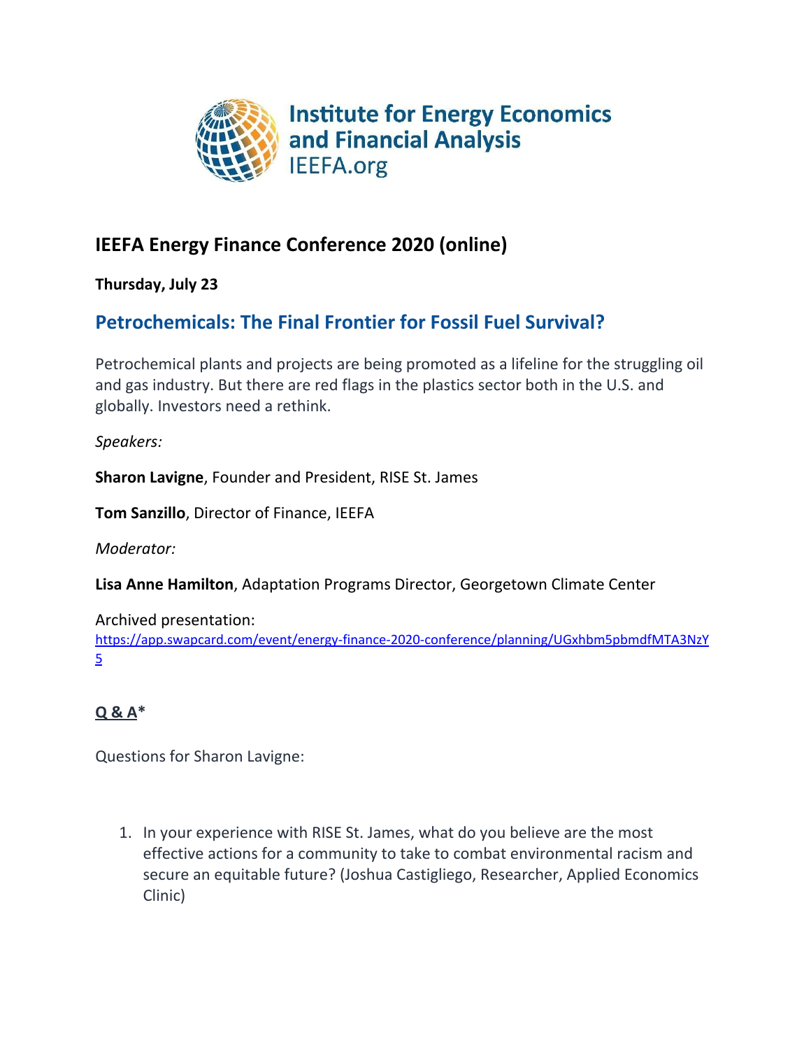Institute for Energy Economics and Financial Analysis
IEEFA.org

## IEEFA Energy Finance Conference 2020 (online)

**Thursday, July 23**

### Petrochemicals: The Final Frontier for Fossil Fuel Survival?

Petrochemical plants and projects are being promoted as a lifeline for the struggling oil and gas industry. But there are red flags in the plastics sector both in the U.S. and globally. Investors need a rethink.

*Speakers:*

**Sharon Lavigne**, Founder and President, RISE St. James

**Tom Sanzillo**, Director of Finance, IEEFA

*Moderator:*

**Lisa Anne Hamilton**, Adaptation Programs Director, Georgetown Climate Center

Archived presentation:
https://app.swapcard.com/event/energy-finance-2020-conference/planning/UGxhbm5pbmdfMTA3NzY5

**Q & A***

Questions for Sharon Lavigne:

1. In your experience with RISE St. James, what do you believe are the most effective actions for a community to take to combat environmental racism and secure an equitable future? (Joshua Castigliego, Researcher, Applied Economics Clinic)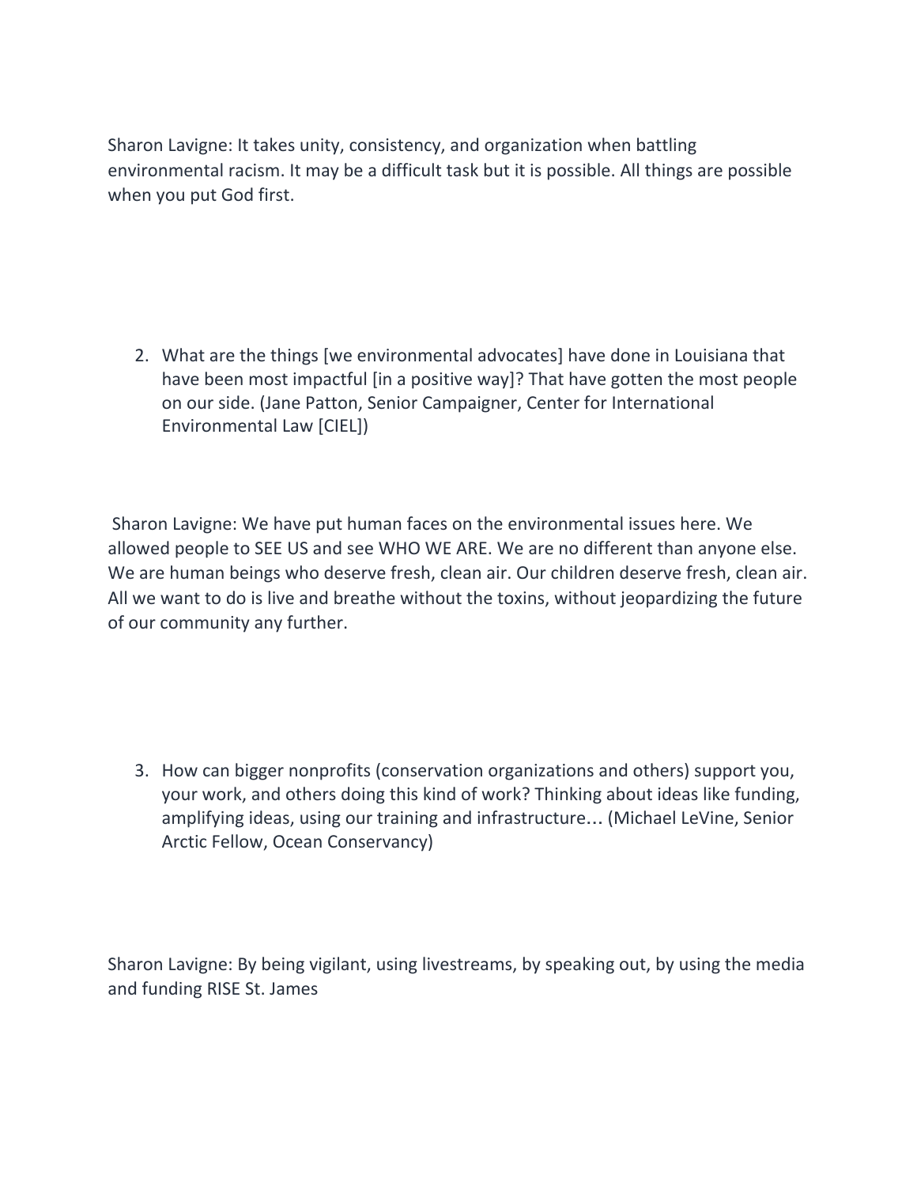Sharon Lavigne: It takes unity, consistency, and organization when battling environmental racism. It may be a difficult task but it is possible. All things are possible when you put God first.

2. What are the things [we environmental advocates] have done in Louisiana that have been most impactful [in a positive way]? That have gotten the most people on our side. (Jane Patton, Senior Campaigner, Center for International Environmental Law [CIEL])

Sharon Lavigne: We have put human faces on the environmental issues here. We allowed people to SEE US and see WHO WE ARE. We are no different than anyone else. We are human beings who deserve fresh, clean air. Our children deserve fresh, clean air. All we want to do is live and breathe without the toxins, without jeopardizing the future of our community any further.

3. How can bigger nonprofits (conservation organizations and others) support you, your work, and others doing this kind of work? Thinking about ideas like funding, amplifying ideas, using our training and infrastructure… (Michael LeVine, Senior Arctic Fellow, Ocean Conservancy)

Sharon Lavigne: By being vigilant, using livestreams, by speaking out, by using the media and funding RISE St. James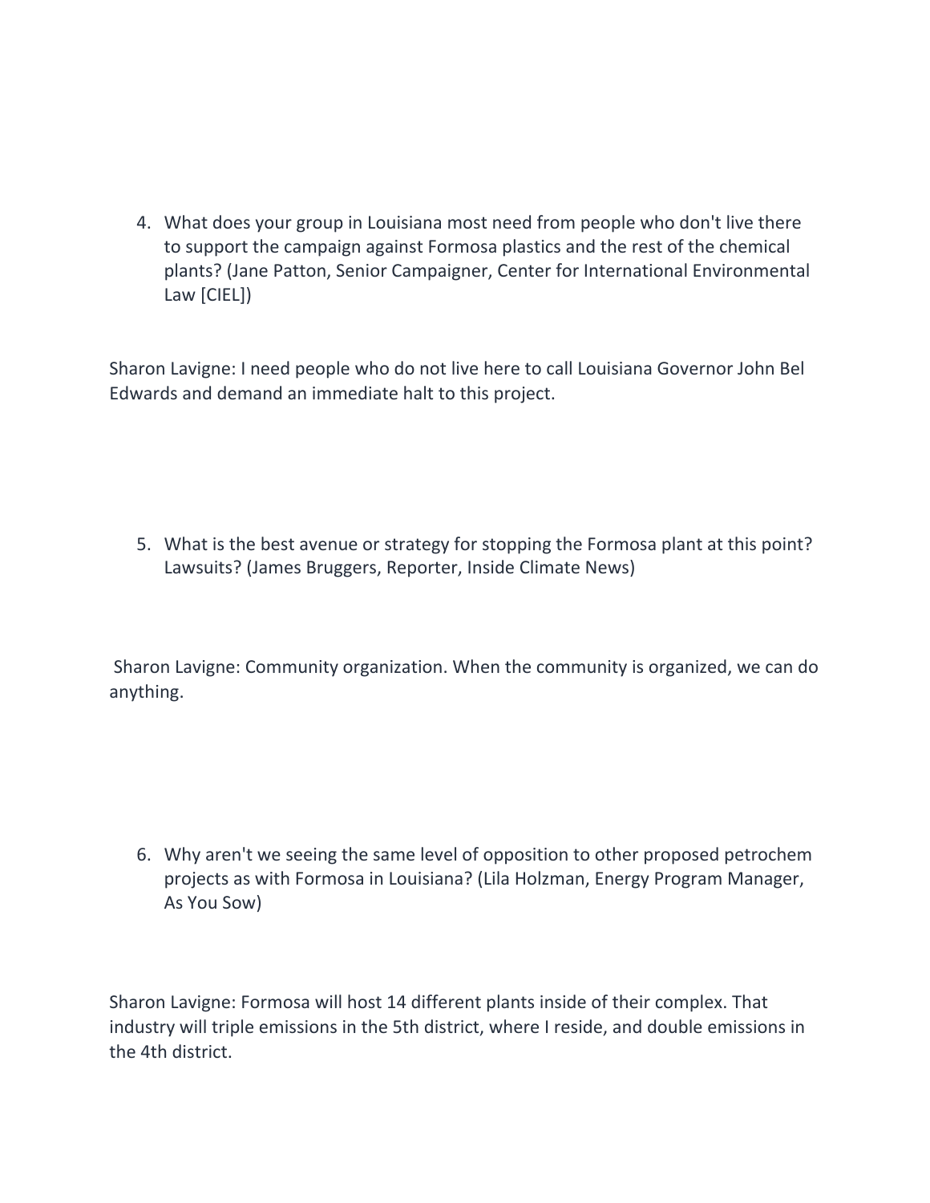4. What does your group in Louisiana most need from people who don't live there to support the campaign against Formosa plastics and the rest of the chemical plants? (Jane Patton, Senior Campaigner, Center for International Environmental Law [CIEL])

Sharon Lavigne: I need people who do not live here to call Louisiana Governor John Bel Edwards and demand an immediate halt to this project.

5. What is the best avenue or strategy for stopping the Formosa plant at this point? Lawsuits? (James Bruggers, Reporter, Inside Climate News)

Sharon Lavigne: Community organization. When the community is organized, we can do anything.

6. Why aren't we seeing the same level of opposition to other proposed petrochem projects as with Formosa in Louisiana? (Lila Holzman, Energy Program Manager, As You Sow)

Sharon Lavigne: Formosa will host 14 different plants inside of their complex. That industry will triple emissions in the 5th district, where I reside, and double emissions in the 4th district.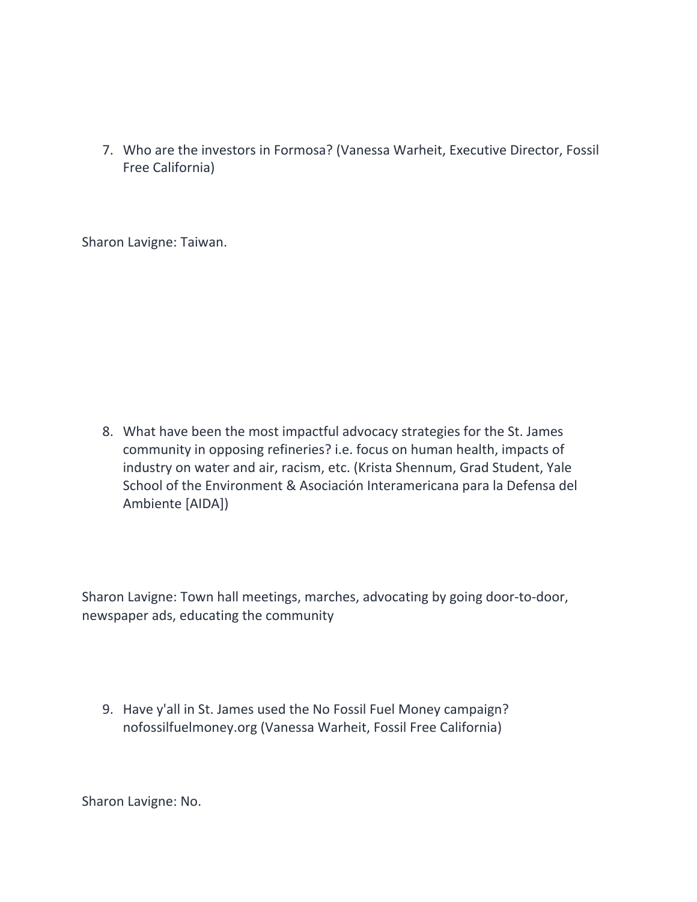7. Who are the investors in Formosa? (Vanessa Warheit, Executive Director, Fossil Free California)

Sharon Lavigne: Taiwan.

8. What have been the most impactful advocacy strategies for the St. James community in opposing refineries? i.e. focus on human health, impacts of industry on water and air, racism, etc. (Krista Shennum, Grad Student, Yale School of the Environment & Asociación Interamericana para la Defensa del Ambiente [AIDA])

Sharon Lavigne: Town hall meetings, marches, advocating by going door-to-door, newspaper ads, educating the community

9. Have y'all in St. James used the No Fossil Fuel Money campaign? nofossilfuelmoney.org (Vanessa Warheit, Fossil Free California)

Sharon Lavigne: No.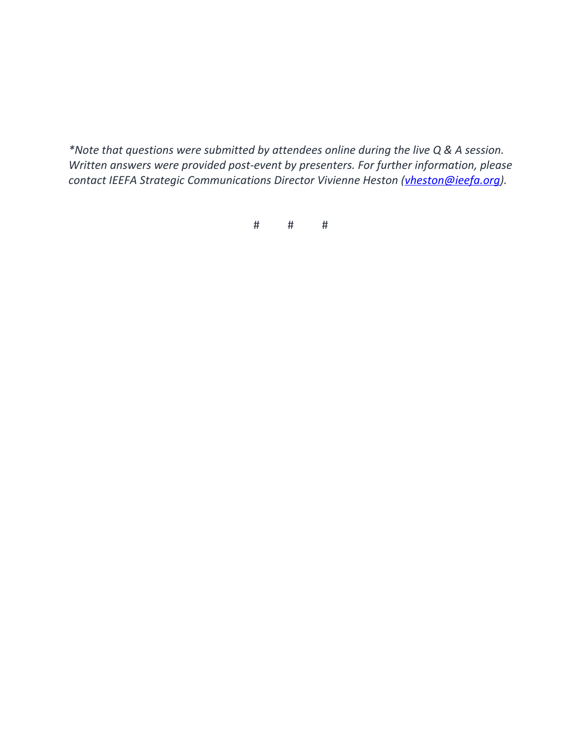*Note that questions were submitted by attendees online during the live Q & A session. Written answers were provided post-event by presenters. For further information, please contact IEEFA Strategic Communications Director Vivienne Heston (vheston@ieefa.org).*

# # #